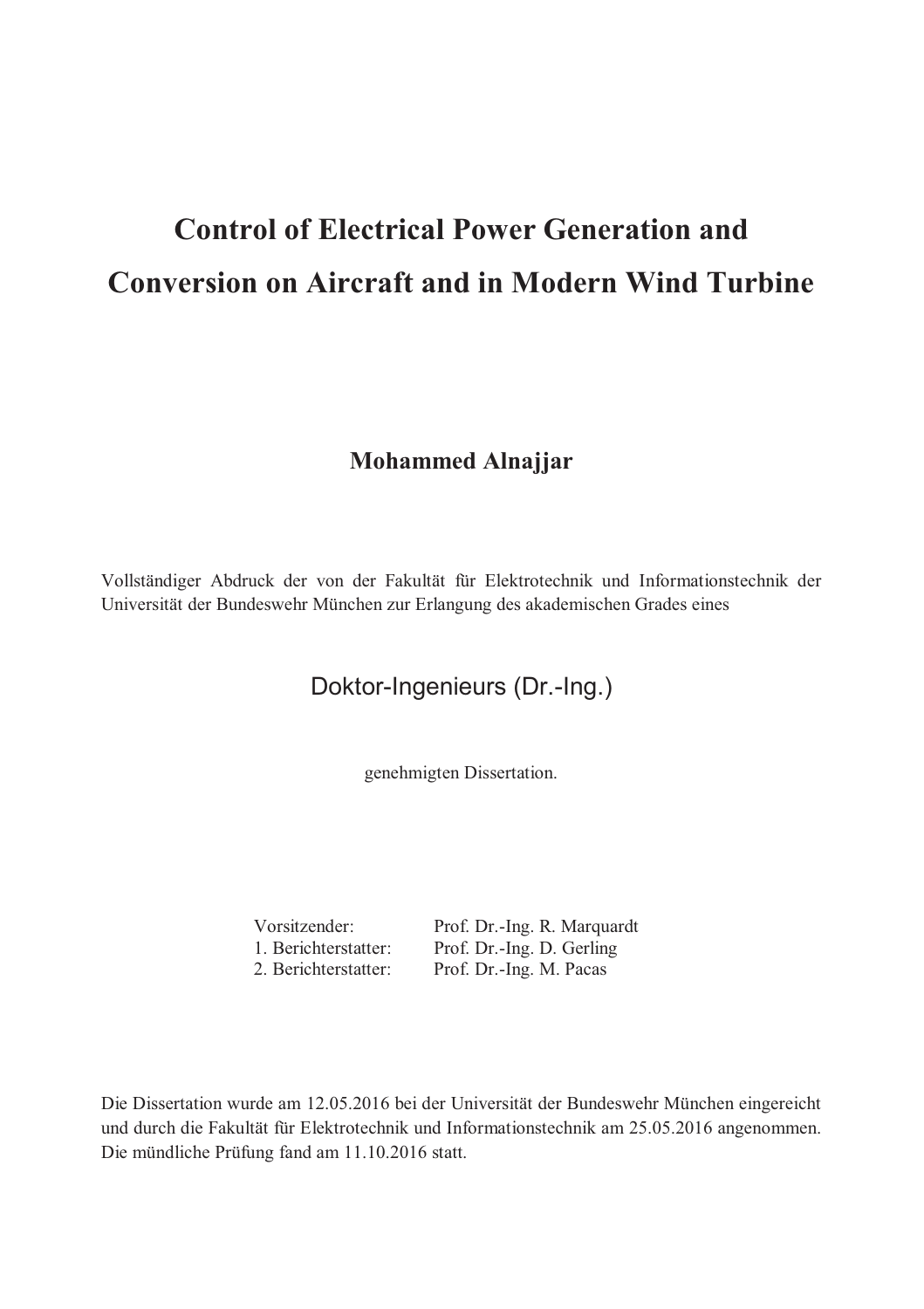# Control of Electrical Power Generation and Conversion on Aircraft and in Modern Wind Turbine

**Mohammed Alnajjar**

Vollständiger Abdruck der von der Fakultät für Elektrotechnik und Informationstechnik der Universität der Bundeswehr München zur Erlangung des akademischen Grades eines

Doktor-Ingenieurs (Dr.-Ing.)

genehmigten Dissertation.

| | |
|---|---|
| Vorsitzender: | Prof. Dr.-Ing. R. Marquardt |
| 1. Berichterstatter: | Prof. Dr.-Ing. D. Gerling |
| 2. Berichterstatter: | Prof. Dr.-Ing. M. Pacas |

Die Dissertation wurde am 12.05.2016 bei der Universität der Bundeswehr München eingereicht und durch die Fakultät für Elektrotechnik und Informationstechnik am 25.05.2016 angenommen. Die mündliche Prüfung fand am 11.10.2016 statt.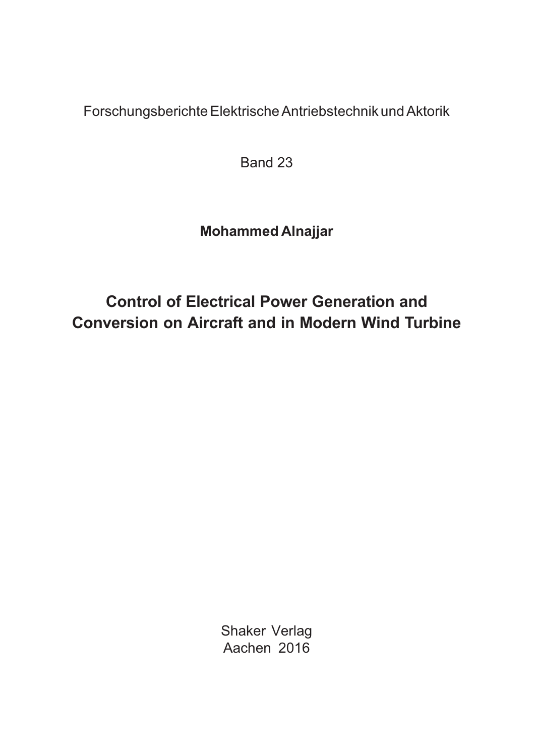Forschungsberichte Elektrische Antriebstechnik und Aktorik

Band 23

**Mohammed Alnajjar**

# Control of Electrical Power Generation and Conversion on Aircraft and in Modern Wind Turbine

Shaker Verlag
Aachen 2016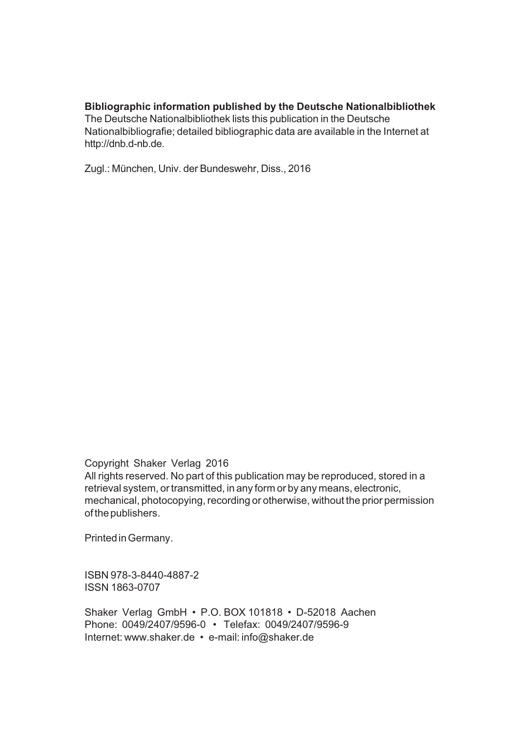**Bibliographic information published by the Deutsche Nationalbibliothek**
The Deutsche Nationalbibliothek lists this publication in the Deutsche Nationalbibliografie; detailed bibliographic data are available in the Internet at http://dnb.d-nb.de.

Zugl.: München, Univ. der Bundeswehr, Diss., 2016

Copyright Shaker Verlag 2016
All rights reserved. No part of this publication may be reproduced, stored in a retrieval system, or transmitted, in any form or by any means, electronic, mechanical, photocopying, recording or otherwise, without the prior permission of the publishers.

Printed in Germany.

ISBN 978-3-8440-4887-2
ISSN 1863-0707

Shaker Verlag GmbH • P.O. BOX 101818 • D-52018 Aachen
Phone: 0049/2407/9596-0 • Telefax: 0049/2407/9596-9
Internet: www.shaker.de • e-mail: info@shaker.de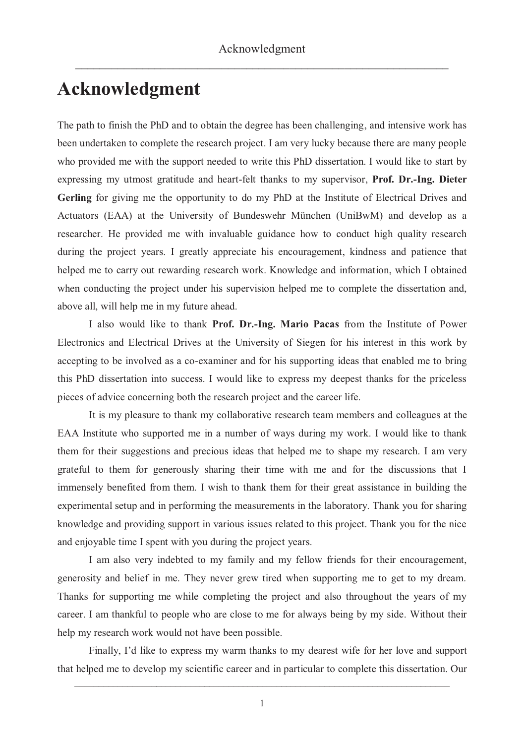# Acknowledgment

The path to finish the PhD and to obtain the degree has been challenging, and intensive work has been undertaken to complete the research project. I am very lucky because there are many people who provided me with the support needed to write this PhD dissertation. I would like to start by expressing my utmost gratitude and heart-felt thanks to my supervisor, **Prof. Dr.-Ing. Dieter Gerling** for giving me the opportunity to do my PhD at the Institute of Electrical Drives and Actuators (EAA) at the University of Bundeswehr München (UniBwM) and develop as a researcher. He provided me with invaluable guidance how to conduct high quality research during the project years. I greatly appreciate his encouragement, kindness and patience that helped me to carry out rewarding research work. Knowledge and information, which I obtained when conducting the project under his supervision helped me to complete the dissertation and, above all, will help me in my future ahead.

I also would like to thank **Prof. Dr.-Ing. Mario Pacas** from the Institute of Power Electronics and Electrical Drives at the University of Siegen for his interest in this work by accepting to be involved as a co-examiner and for his supporting ideas that enabled me to bring this PhD dissertation into success. I would like to express my deepest thanks for the priceless pieces of advice concerning both the research project and the career life.

It is my pleasure to thank my collaborative research team members and colleagues at the EAA Institute who supported me in a number of ways during my work. I would like to thank them for their suggestions and precious ideas that helped me to shape my research. I am very grateful to them for generously sharing their time with me and for the discussions that I immensely benefited from them. I wish to thank them for their great assistance in building the experimental setup and in performing the measurements in the laboratory. Thank you for sharing knowledge and providing support in various issues related to this project. Thank you for the nice and enjoyable time I spent with you during the project years.

I am also very indebted to my family and my fellow friends for their encouragement, generosity and belief in me. They never grew tired when supporting me to get to my dream. Thanks for supporting me while completing the project and also throughout the years of my career. I am thankful to people who are close to me for always being by my side. Without their help my research work would not have been possible.

Finally, I'd like to express my warm thanks to my dearest wife for her love and support that helped me to develop my scientific career and in particular to complete this dissertation. Our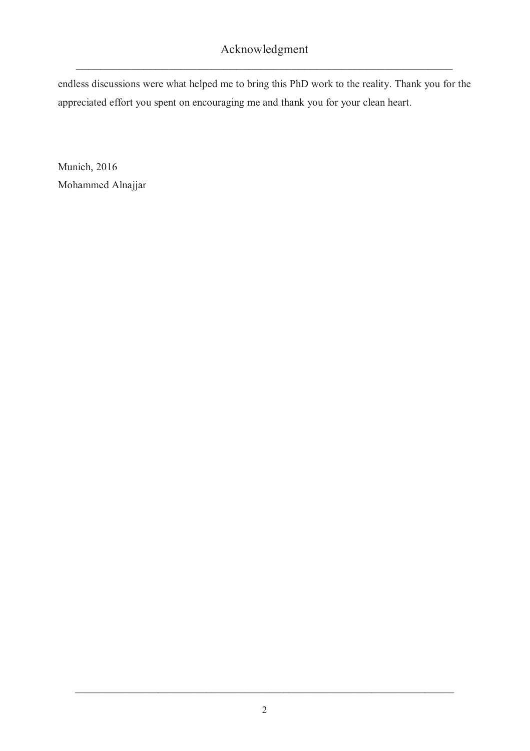endless discussions were what helped me to bring this PhD work to the reality. Thank you for the appreciated effort you spent on encouraging me and thank you for your clean heart.

Munich, 2016
Mohammed Alnajjar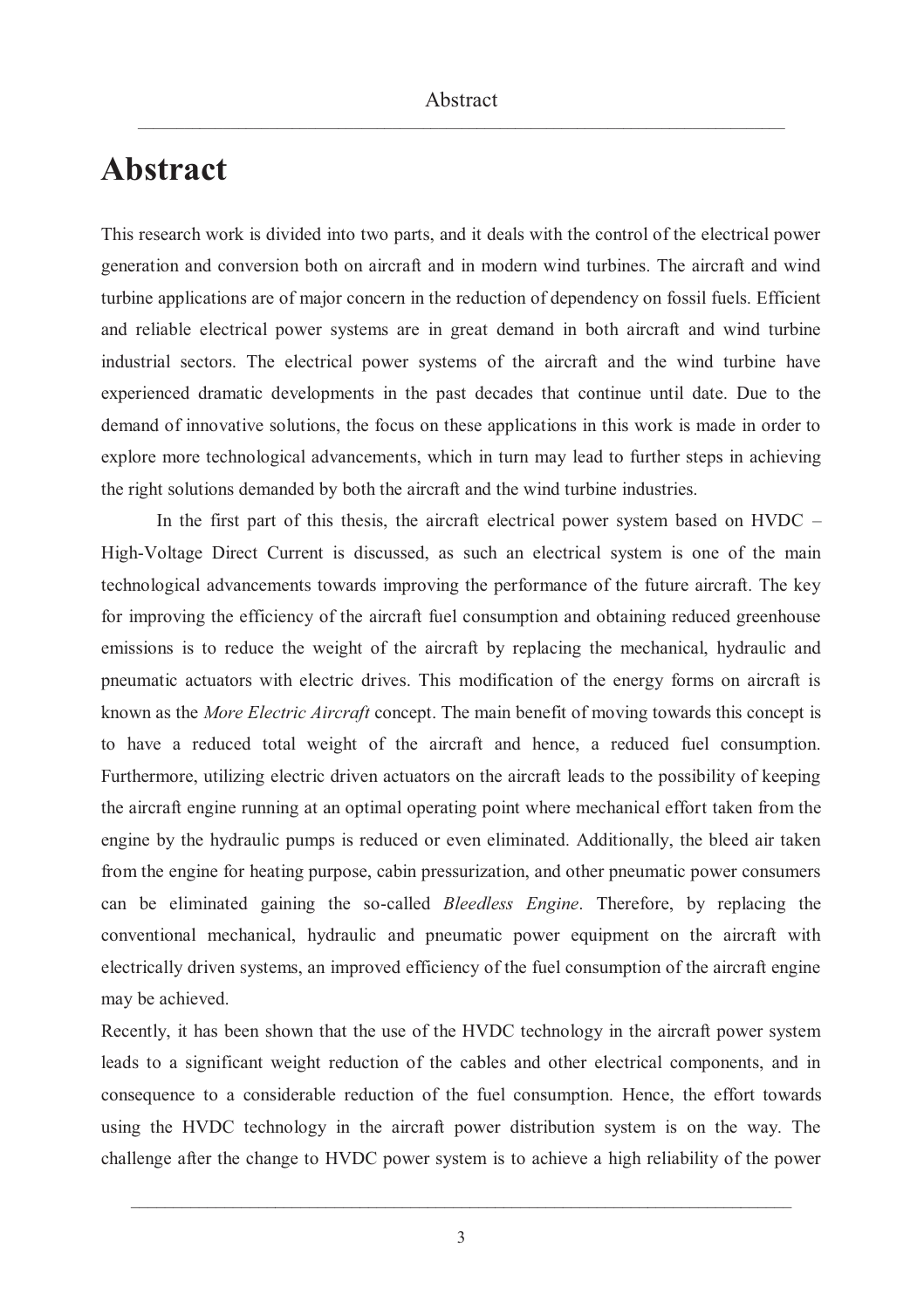# Abstract

This research work is divided into two parts, and it deals with the control of the electrical power generation and conversion both on aircraft and in modern wind turbines. The aircraft and wind turbine applications are of major concern in the reduction of dependency on fossil fuels. Efficient and reliable electrical power systems are in great demand in both aircraft and wind turbine industrial sectors. The electrical power systems of the aircraft and the wind turbine have experienced dramatic developments in the past decades that continue until date. Due to the demand of innovative solutions, the focus on these applications in this work is made in order to explore more technological advancements, which in turn may lead to further steps in achieving the right solutions demanded by both the aircraft and the wind turbine industries.

In the first part of this thesis, the aircraft electrical power system based on HVDC – High-Voltage Direct Current is discussed, as such an electrical system is one of the main technological advancements towards improving the performance of the future aircraft. The key for improving the efficiency of the aircraft fuel consumption and obtaining reduced greenhouse emissions is to reduce the weight of the aircraft by replacing the mechanical, hydraulic and pneumatic actuators with electric drives. This modification of the energy forms on aircraft is known as the *More Electric Aircraft* concept. The main benefit of moving towards this concept is to have a reduced total weight of the aircraft and hence, a reduced fuel consumption. Furthermore, utilizing electric driven actuators on the aircraft leads to the possibility of keeping the aircraft engine running at an optimal operating point where mechanical effort taken from the engine by the hydraulic pumps is reduced or even eliminated. Additionally, the bleed air taken from the engine for heating purpose, cabin pressurization, and other pneumatic power consumers can be eliminated gaining the so-called *Bleedless Engine*. Therefore, by replacing the conventional mechanical, hydraulic and pneumatic power equipment on the aircraft with electrically driven systems, an improved efficiency of the fuel consumption of the aircraft engine may be achieved.

Recently, it has been shown that the use of the HVDC technology in the aircraft power system leads to a significant weight reduction of the cables and other electrical components, and in consequence to a considerable reduction of the fuel consumption. Hence, the effort towards using the HVDC technology in the aircraft power distribution system is on the way. The challenge after the change to HVDC power system is to achieve a high reliability of the power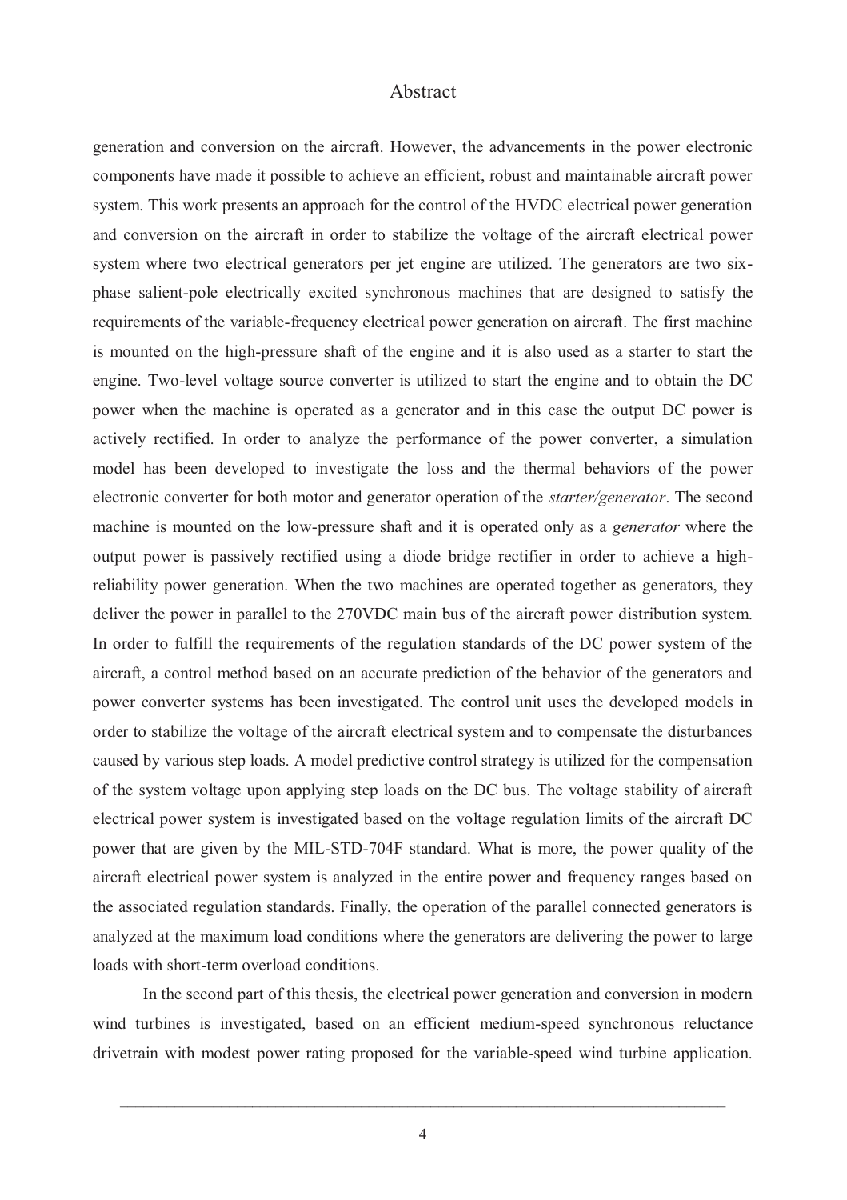generation and conversion on the aircraft. However, the advancements in the power electronic components have made it possible to achieve an efficient, robust and maintainable aircraft power system. This work presents an approach for the control of the HVDC electrical power generation and conversion on the aircraft in order to stabilize the voltage of the aircraft electrical power system where two electrical generators per jet engine are utilized. The generators are two six-phase salient-pole electrically excited synchronous machines that are designed to satisfy the requirements of the variable-frequency electrical power generation on aircraft. The first machine is mounted on the high-pressure shaft of the engine and it is also used as a starter to start the engine. Two-level voltage source converter is utilized to start the engine and to obtain the DC power when the machine is operated as a generator and in this case the output DC power is actively rectified. In order to analyze the performance of the power converter, a simulation model has been developed to investigate the loss and the thermal behaviors of the power electronic converter for both motor and generator operation of the *starter/generator*. The second machine is mounted on the low-pressure shaft and it is operated only as a *generator* where the output power is passively rectified using a diode bridge rectifier in order to achieve a high-reliability power generation. When the two machines are operated together as generators, they deliver the power in parallel to the 270VDC main bus of the aircraft power distribution system. In order to fulfill the requirements of the regulation standards of the DC power system of the aircraft, a control method based on an accurate prediction of the behavior of the generators and power converter systems has been investigated. The control unit uses the developed models in order to stabilize the voltage of the aircraft electrical system and to compensate the disturbances caused by various step loads. A model predictive control strategy is utilized for the compensation of the system voltage upon applying step loads on the DC bus. The voltage stability of aircraft electrical power system is investigated based on the voltage regulation limits of the aircraft DC power that are given by the MIL-STD-704F standard. What is more, the power quality of the aircraft electrical power system is analyzed in the entire power and frequency ranges based on the associated regulation standards. Finally, the operation of the parallel connected generators is analyzed at the maximum load conditions where the generators are delivering the power to large loads with short-term overload conditions.

In the second part of this thesis, the electrical power generation and conversion in modern wind turbines is investigated, based on an efficient medium-speed synchronous reluctance drivetrain with modest power rating proposed for the variable-speed wind turbine application.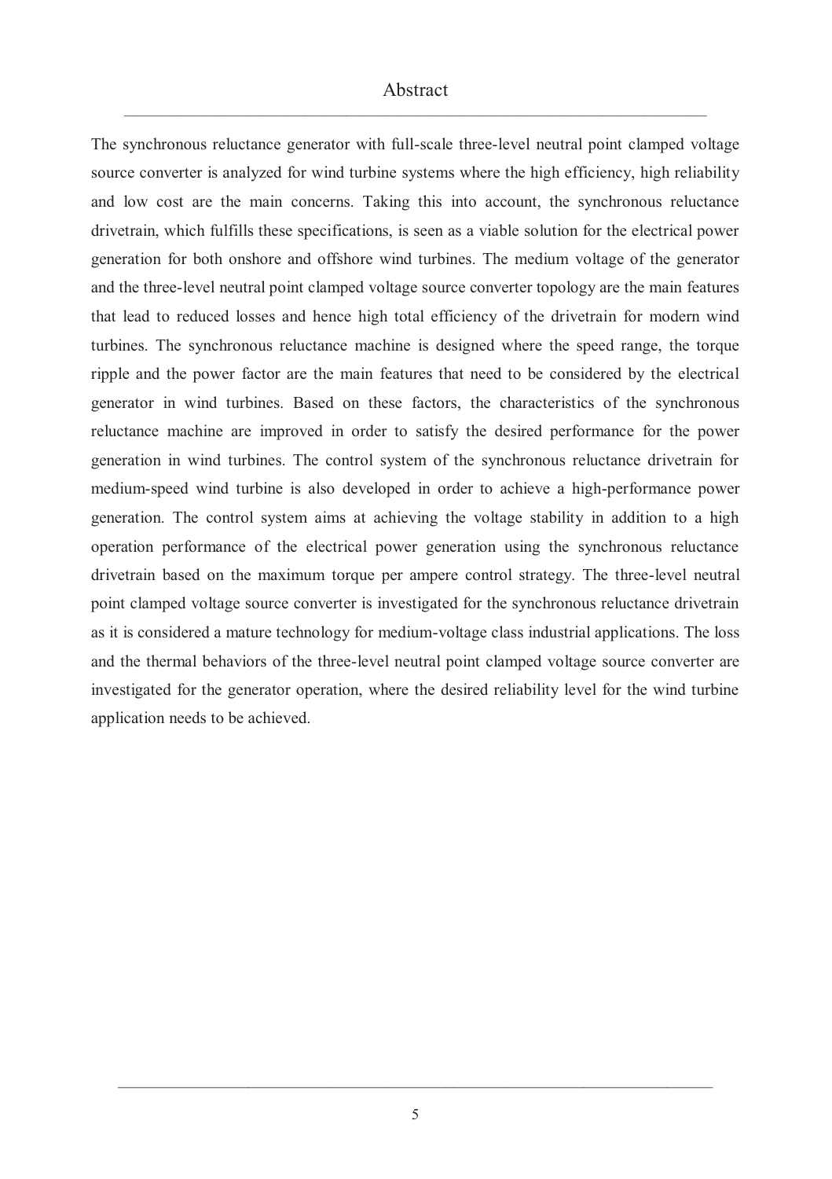# Abstract

The synchronous reluctance generator with full-scale three-level neutral point clamped voltage source converter is analyzed for wind turbine systems where the high efficiency, high reliability and low cost are the main concerns. Taking this into account, the synchronous reluctance drivetrain, which fulfills these specifications, is seen as a viable solution for the electrical power generation for both onshore and offshore wind turbines. The medium voltage of the generator and the three-level neutral point clamped voltage source converter topology are the main features that lead to reduced losses and hence high total efficiency of the drivetrain for modern wind turbines. The synchronous reluctance machine is designed where the speed range, the torque ripple and the power factor are the main features that need to be considered by the electrical generator in wind turbines. Based on these factors, the characteristics of the synchronous reluctance machine are improved in order to satisfy the desired performance for the power generation in wind turbines. The control system of the synchronous reluctance drivetrain for medium-speed wind turbine is also developed in order to achieve a high-performance power generation. The control system aims at achieving the voltage stability in addition to a high operation performance of the electrical power generation using the synchronous reluctance drivetrain based on the maximum torque per ampere control strategy. The three-level neutral point clamped voltage source converter is investigated for the synchronous reluctance drivetrain as it is considered a mature technology for medium-voltage class industrial applications. The loss and the thermal behaviors of the three-level neutral point clamped voltage source converter are investigated for the generator operation, where the desired reliability level for the wind turbine application needs to be achieved.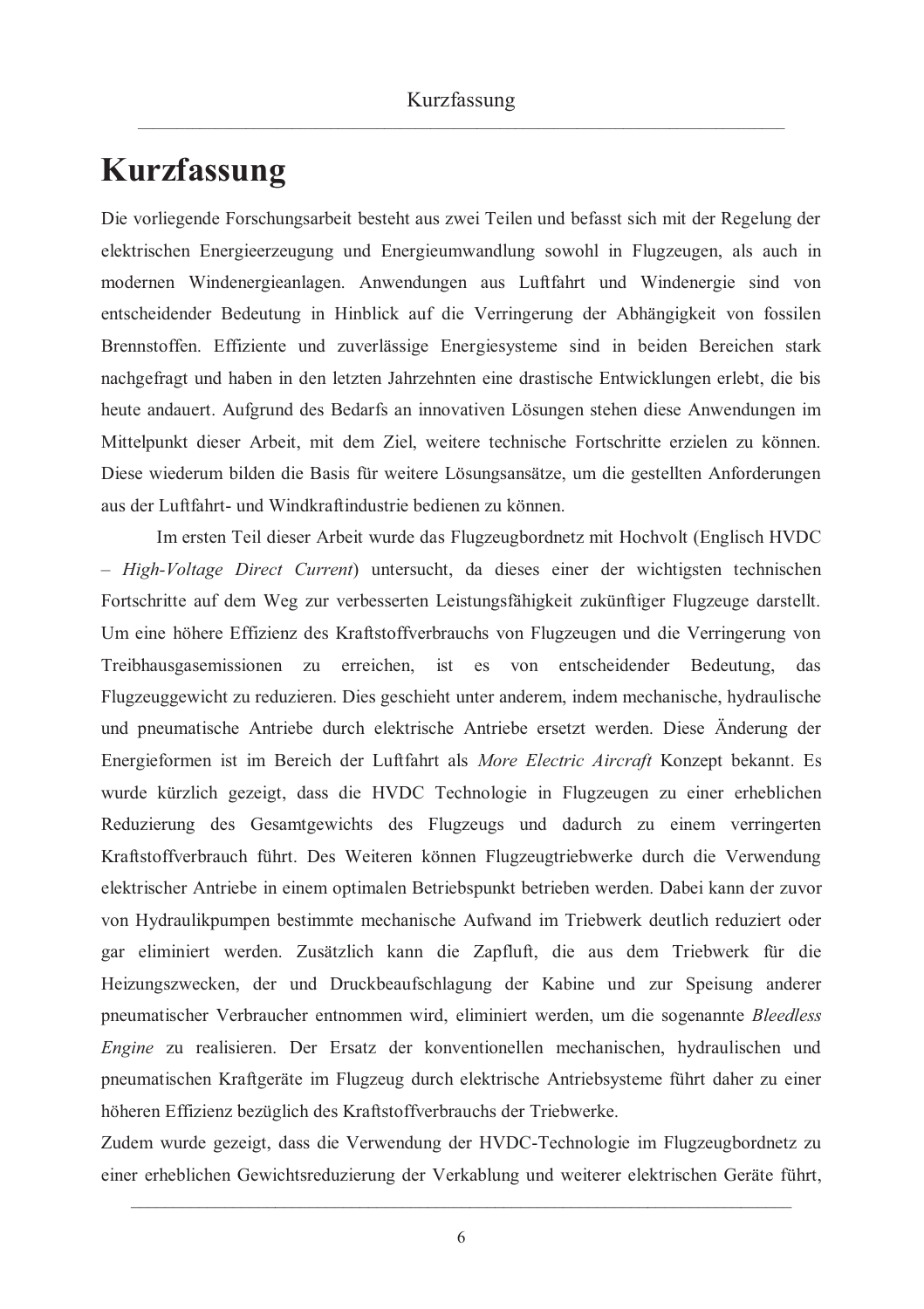# Kurzfassung

Die vorliegende Forschungsarbeit besteht aus zwei Teilen und befasst sich mit der Regelung der elektrischen Energieerzeugung und Energieumwandlung sowohl in Flugzeugen, als auch in modernen Windenergieanlagen. Anwendungen aus Luftfahrt und Windenergie sind von entscheidender Bedeutung in Hinblick auf die Verringerung der Abhängigkeit von fossilen Brennstoffen. Effiziente und zuverlässige Energiesysteme sind in beiden Bereichen stark nachgefragt und haben in den letzten Jahrzehnten eine drastische Entwicklungen erlebt, die bis heute andauert. Aufgrund des Bedarfs an innovativen Lösungen stehen diese Anwendungen im Mittelpunkt dieser Arbeit, mit dem Ziel, weitere technische Fortschritte erzielen zu können. Diese wiederum bilden die Basis für weitere Lösungsansätze, um die gestellten Anforderungen aus der Luftfahrt- und Windkraftindustrie bedienen zu können.

Im ersten Teil dieser Arbeit wurde das Flugzeugbordnetz mit Hochvolt (Englisch HVDC – *High-Voltage Direct Current*) untersucht, da dieses einer der wichtigsten technischen Fortschritte auf dem Weg zur verbesserten Leistungsfähigkeit zukünftiger Flugzeuge darstellt. Um eine höhere Effizienz des Kraftstoffverbrauchs von Flugzeugen und die Verringerung von Treibhausgasemissionen zu erreichen, ist es von entscheidender Bedeutung, das Flugzeuggewicht zu reduzieren. Dies geschieht unter anderem, indem mechanische, hydraulische und pneumatische Antriebe durch elektrische Antriebe ersetzt werden. Diese Änderung der Energieformen ist im Bereich der Luftfahrt als *More Electric Aircraft* Konzept bekannt. Es wurde kürzlich gezeigt, dass die HVDC Technologie in Flugzeugen zu einer erheblichen Reduzierung des Gesamtgewichts des Flugzeugs und dadurch zu einem verringerten Kraftstoffverbrauch führt. Des Weiteren können Flugzeugtriebwerke durch die Verwendung elektrischer Antriebe in einem optimalen Betriebspunkt betrieben werden. Dabei kann der zuvor von Hydraulikpumpen bestimmte mechanische Aufwand im Triebwerk deutlich reduziert oder gar eliminiert werden. Zusätzlich kann die Zapfluft, die aus dem Triebwerk für die Heizungszwecken, der und Druckbeaufschlagung der Kabine und zur Speisung anderer pneumatischer Verbraucher entnommen wird, eliminiert werden, um die sogenannte *Bleedless Engine* zu realisieren. Der Ersatz der konventionellen mechanischen, hydraulischen und pneumatischen Kraftgeräte im Flugzeug durch elektrische Antriebsysteme führt daher zu einer höheren Effizienz bezüglich des Kraftstoffverbrauchs der Triebwerke.

Zudem wurde gezeigt, dass die Verwendung der HVDC-Technologie im Flugzeugbordnetz zu einer erheblichen Gewichtsreduzierung der Verkablung und weiterer elektrischen Geräte führt,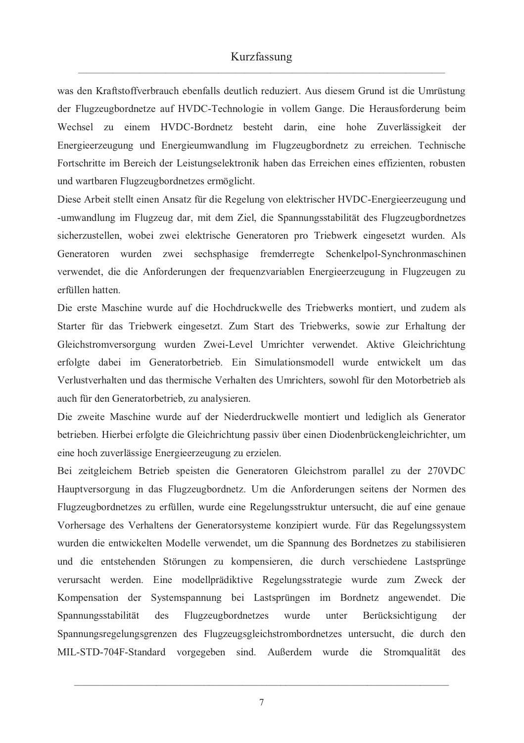was den Kraftstoffverbrauch ebenfalls deutlich reduziert. Aus diesem Grund ist die Umrüstung der Flugzeugbordnetze auf HVDC-Technologie in vollem Gange. Die Herausforderung beim Wechsel zu einem HVDC-Bordnetz besteht darin, eine hohe Zuverlässigkeit der Energieerzeugung und Energieumwandlung im Flugzeugbordnetz zu erreichen. Technische Fortschritte im Bereich der Leistungselektronik haben das Erreichen eines effizienten, robusten und wartbaren Flugzeugbordnetzes ermöglicht.

Diese Arbeit stellt einen Ansatz für die Regelung von elektrischer HVDC-Energieerzeugung und -umwandlung im Flugzeug dar, mit dem Ziel, die Spannungsstabilität des Flugzeugbordnetzes sicherzustellen, wobei zwei elektrische Generatoren pro Triebwerk eingesetzt wurden. Als Generatoren wurden zwei sechsphasige fremderregte Schenkelpol-Synchronmaschinen verwendet, die die Anforderungen der frequenzvariablen Energieerzeugung in Flugzeugen zu erfüllen hatten.

Die erste Maschine wurde auf die Hochdruckwelle des Triebwerks montiert, und zudem als Starter für das Triebwerk eingesetzt. Zum Start des Triebwerks, sowie zur Erhaltung der Gleichstromversorgung wurden Zwei-Level Umrichter verwendet. Aktive Gleichrichtung erfolgte dabei im Generatorbetrieb. Ein Simulationsmodell wurde entwickelt um das Verlustverhalten und das thermische Verhalten des Umrichters, sowohl für den Motorbetrieb als auch für den Generatorbetrieb, zu analysieren.

Die zweite Maschine wurde auf der Niederdruckwelle montiert und lediglich als Generator betrieben. Hierbei erfolgte die Gleichrichtung passiv über einen Diodenbrückengleichrichter, um eine hoch zuverlässige Energieerzeugung zu erzielen.

Bei zeitgleichem Betrieb speisten die Generatoren Gleichstrom parallel zu der 270VDC Hauptversorgung in das Flugzeugbordnetz. Um die Anforderungen seitens der Normen des Flugzeugbordnetzes zu erfüllen, wurde eine Regelungsstruktur untersucht, die auf eine genaue Vorhersage des Verhaltens der Generatorsysteme konzipiert wurde. Für das Regelungssystem wurden die entwickelten Modelle verwendet, um die Spannung des Bordnetzes zu stabilisieren und die entstehenden Störungen zu kompensieren, die durch verschiedene Lastsprünge verursacht werden. Eine modellprädiktive Regelungsstrategie wurde zum Zweck der Kompensation der Systemspannung bei Lastsprüngen im Bordnetz angewendet. Die Spannungsstabilität des Flugzeugbordnetzes wurde unter Berücksichtigung der Spannungsregelungsgrenzen des Flugzeugsgleichstrombordnetzes untersucht, die durch den MIL-STD-704F-Standard vorgegeben sind. Außerdem wurde die Stromqualität des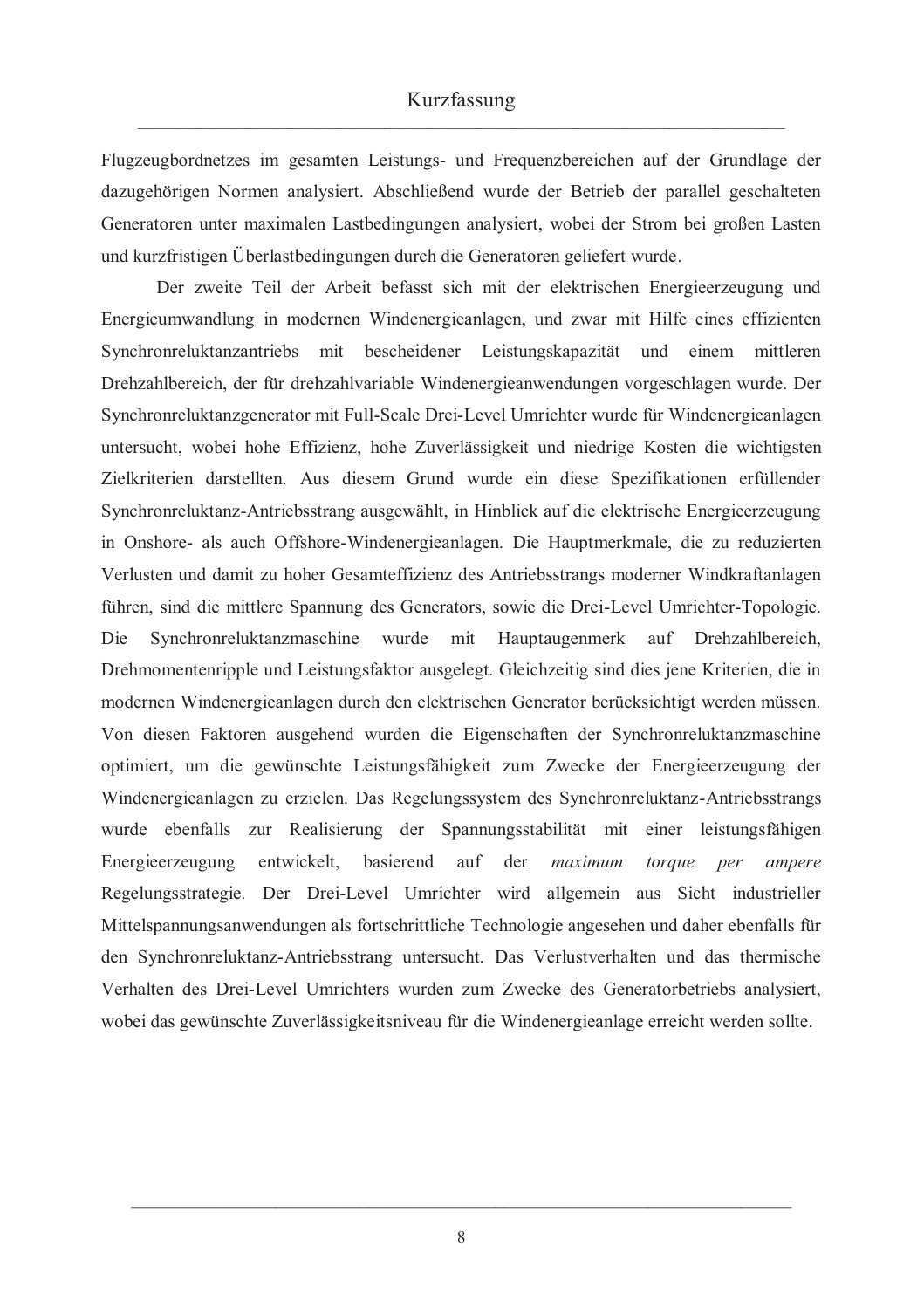Flugzeugbordnetzes im gesamten Leistungs- und Frequenzbereichen auf der Grundlage der dazugehörigen Normen analysiert. Abschließend wurde der Betrieb der parallel geschalteten Generatoren unter maximalen Lastbedingungen analysiert, wobei der Strom bei großen Lasten und kurzfristigen Überlastbedingungen durch die Generatoren geliefert wurde.

Der zweite Teil der Arbeit befasst sich mit der elektrischen Energieerzeugung und Energieumwandlung in modernen Windenergieanlagen, und zwar mit Hilfe eines effizienten Synchronreluktanzantriebs mit bescheidener Leistungskapazität und einem mittleren Drehzahlbereich, der für drehzahlvariable Windenergieanwendungen vorgeschlagen wurde. Der Synchronreluktanzgenerator mit Full-Scale Drei-Level Umrichter wurde für Windenergieanlagen untersucht, wobei hohe Effizienz, hohe Zuverlässigkeit und niedrige Kosten die wichtigsten Zielkriterien darstellten. Aus diesem Grund wurde ein diese Spezifikationen erfüllender Synchronreluktanz-Antriebsstrang ausgewählt, in Hinblick auf die elektrische Energieerzeugung in Onshore- als auch Offshore-Windenergieanlagen. Die Hauptmerkmale, die zu reduzierten Verlusten und damit zu hoher Gesamteffizienz des Antriebsstrangs moderner Windkraftanlagen führen, sind die mittlere Spannung des Generators, sowie die Drei-Level Umrichter-Topologie. Die Synchronreluktanzmaschine wurde mit Hauptaugenmerk auf Drehzahlbereich, Drehmomentenripple und Leistungsfaktor ausgelegt. Gleichzeitig sind dies jene Kriterien, die in modernen Windenergieanlagen durch den elektrischen Generator berücksichtigt werden müssen. Von diesen Faktoren ausgehend wurden die Eigenschaften der Synchronreluktanzmaschine optimiert, um die gewünschte Leistungsfähigkeit zum Zwecke der Energieerzeugung der Windenergieanlagen zu erzielen. Das Regelungssystem des Synchronreluktanz-Antriebsstrangs wurde ebenfalls zur Realisierung der Spannungsstabilität mit einer leistungsfähigen Energieerzeugung entwickelt, basierend auf der *maximum torque per ampere* Regelungsstrategie. Der Drei-Level Umrichter wird allgemein aus Sicht industrieller Mittelspannungsanwendungen als fortschrittliche Technologie angesehen und daher ebenfalls für den Synchronreluktanz-Antriebsstrang untersucht. Das Verlustverhalten und das thermische Verhalten des Drei-Level Umrichters wurden zum Zwecke des Generatorbetriebs analysiert, wobei das gewünschte Zuverlässigkeitsniveau für die Windenergieanlage erreicht werden sollte.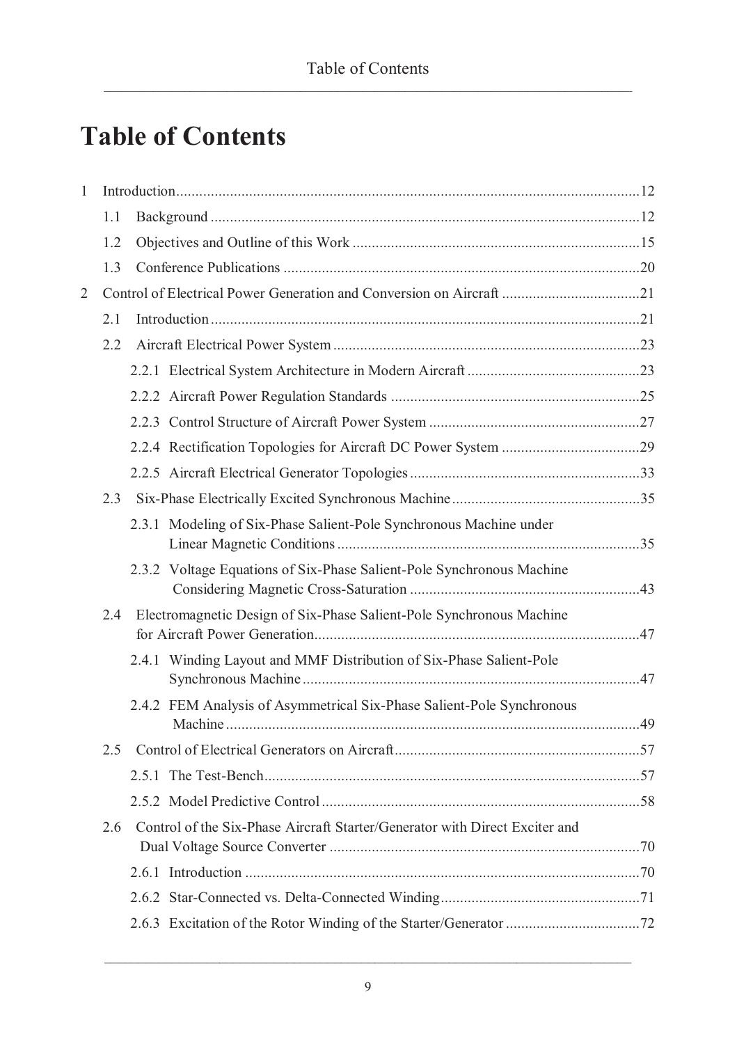# Table of Contents

1 Introduction ........ 12
- 1.1 Background ........ 12
- 1.2 Objectives and Outline of this Work ........ 15
- 1.3 Conference Publications ........ 20

2 Control of Electrical Power Generation and Conversion on Aircraft ........ 21
- 2.1 Introduction ........ 21
- 2.2 Aircraft Electrical Power System ........ 23
  - 2.2.1 Electrical System Architecture in Modern Aircraft ........ 23
  - 2.2.2 Aircraft Power Regulation Standards ........ 25
  - 2.2.3 Control Structure of Aircraft Power System ........ 27
  - 2.2.4 Rectification Topologies for Aircraft DC Power System ........ 29
  - 2.2.5 Aircraft Electrical Generator Topologies ........ 33
- 2.3 Six-Phase Electrically Excited Synchronous Machine ........ 35
  - 2.3.1 Modeling of Six-Phase Salient-Pole Synchronous Machine under Linear Magnetic Conditions ........ 35
  - 2.3.2 Voltage Equations of Six-Phase Salient-Pole Synchronous Machine Considering Magnetic Cross-Saturation ........ 43
- 2.4 Electromagnetic Design of Six-Phase Salient-Pole Synchronous Machine for Aircraft Power Generation ........ 47
  - 2.4.1 Winding Layout and MMF Distribution of Six-Phase Salient-Pole Synchronous Machine ........ 47
  - 2.4.2 FEM Analysis of Asymmetrical Six-Phase Salient-Pole Synchronous Machine ........ 49
- 2.5 Control of Electrical Generators on Aircraft ........ 57
  - 2.5.1 The Test-Bench ........ 57
  - 2.5.2 Model Predictive Control ........ 58
- 2.6 Control of the Six-Phase Aircraft Starter/Generator with Direct Exciter and Dual Voltage Source Converter ........ 70
  - 2.6.1 Introduction ........ 70
  - 2.6.2 Star-Connected vs. Delta-Connected Winding ........ 71
  - 2.6.3 Excitation of the Rotor Winding of the Starter/Generator ........ 72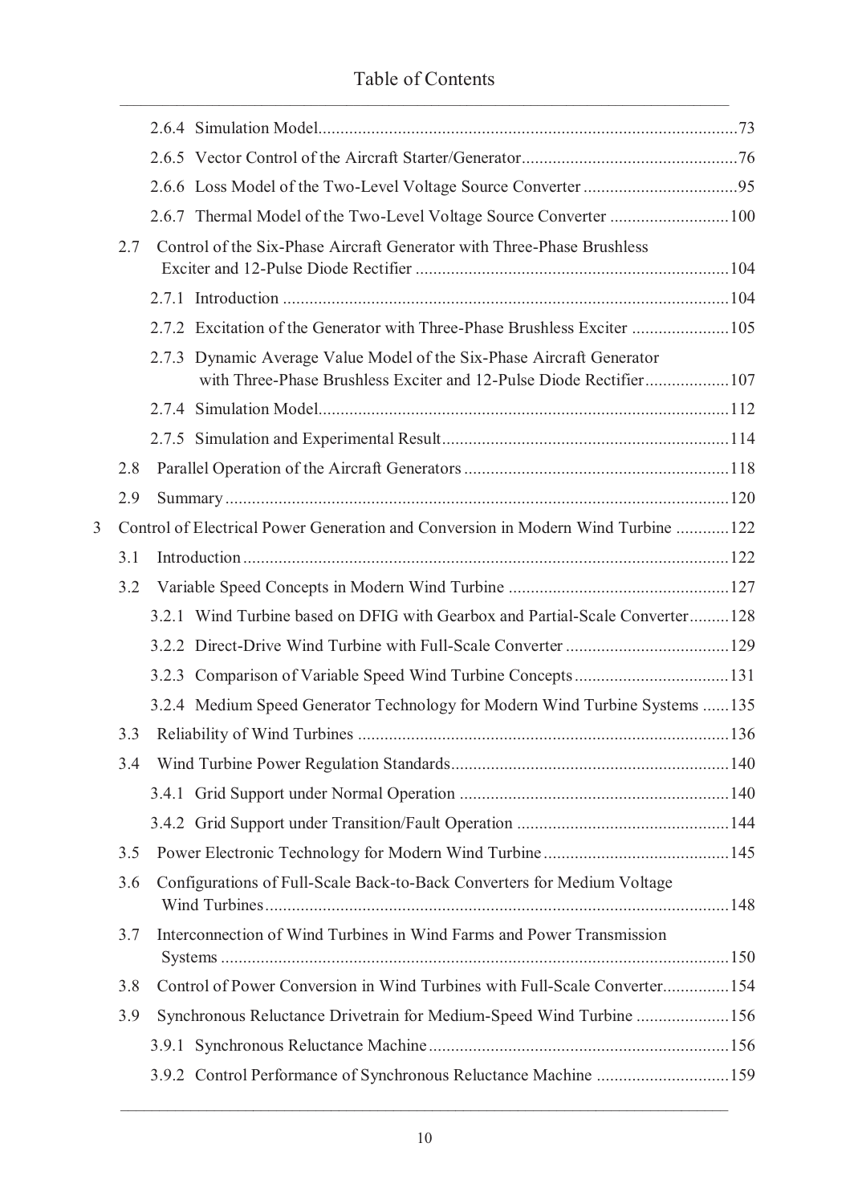2.6.4 Simulation Model ... 73

2.6.5 Vector Control of the Aircraft Starter/Generator ... 76

2.6.6 Loss Model of the Two-Level Voltage Source Converter ... 95

2.6.7 Thermal Model of the Two-Level Voltage Source Converter ... 100

2.7 Control of the Six-Phase Aircraft Generator with Three-Phase Brushless Exciter and 12-Pulse Diode Rectifier ... 104

2.7.1 Introduction ... 104

2.7.2 Excitation of the Generator with Three-Phase Brushless Exciter ... 105

2.7.3 Dynamic Average Value Model of the Six-Phase Aircraft Generator with Three-Phase Brushless Exciter and 12-Pulse Diode Rectifier ... 107

2.7.4 Simulation Model ... 112

2.7.5 Simulation and Experimental Result ... 114

2.8 Parallel Operation of the Aircraft Generators ... 118

2.9 Summary ... 120

3 Control of Electrical Power Generation and Conversion in Modern Wind Turbine ... 122

3.1 Introduction ... 122

3.2 Variable Speed Concepts in Modern Wind Turbine ... 127

3.2.1 Wind Turbine based on DFIG with Gearbox and Partial-Scale Converter ... 128

3.2.2 Direct-Drive Wind Turbine with Full-Scale Converter ... 129

3.2.3 Comparison of Variable Speed Wind Turbine Concepts ... 131

3.2.4 Medium Speed Generator Technology for Modern Wind Turbine Systems ... 135

3.3 Reliability of Wind Turbines ... 136

3.4 Wind Turbine Power Regulation Standards ... 140

3.4.1 Grid Support under Normal Operation ... 140

3.4.2 Grid Support under Transition/Fault Operation ... 144

3.5 Power Electronic Technology for Modern Wind Turbine ... 145

3.6 Configurations of Full-Scale Back-to-Back Converters for Medium Voltage Wind Turbines ... 148

3.7 Interconnection of Wind Turbines in Wind Farms and Power Transmission Systems ... 150

3.8 Control of Power Conversion in Wind Turbines with Full-Scale Converter ... 154

3.9 Synchronous Reluctance Drivetrain for Medium-Speed Wind Turbine ... 156

3.9.1 Synchronous Reluctance Machine ... 156

3.9.2 Control Performance of Synchronous Reluctance Machine ... 159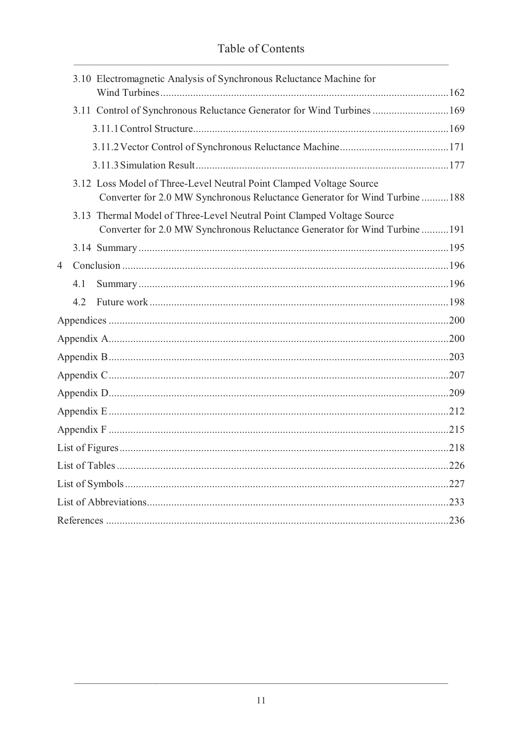3.10 Electromagnetic Analysis of Synchronous Reluctance Machine for Wind Turbines .....162

3.11 Control of Synchronous Reluctance Generator for Wind Turbines .....169

3.11.1 Control Structure .....169

3.11.2 Vector Control of Synchronous Reluctance Machine .....171

3.11.3 Simulation Result .....177

3.12 Loss Model of Three-Level Neutral Point Clamped Voltage Source Converter for 2.0 MW Synchronous Reluctance Generator for Wind Turbine .....188

3.13 Thermal Model of Three-Level Neutral Point Clamped Voltage Source Converter for 2.0 MW Synchronous Reluctance Generator for Wind Turbine .....191

3.14 Summary .....195

4 Conclusion .....196

4.1 Summary .....196

4.2 Future work .....198

Appendices .....200

Appendix A .....200

Appendix B .....203

Appendix C .....207

Appendix D .....209

Appendix E .....212

Appendix F .....215

List of Figures .....218

List of Tables .....226

List of Symbols .....227

List of Abbreviations .....233

References .....236